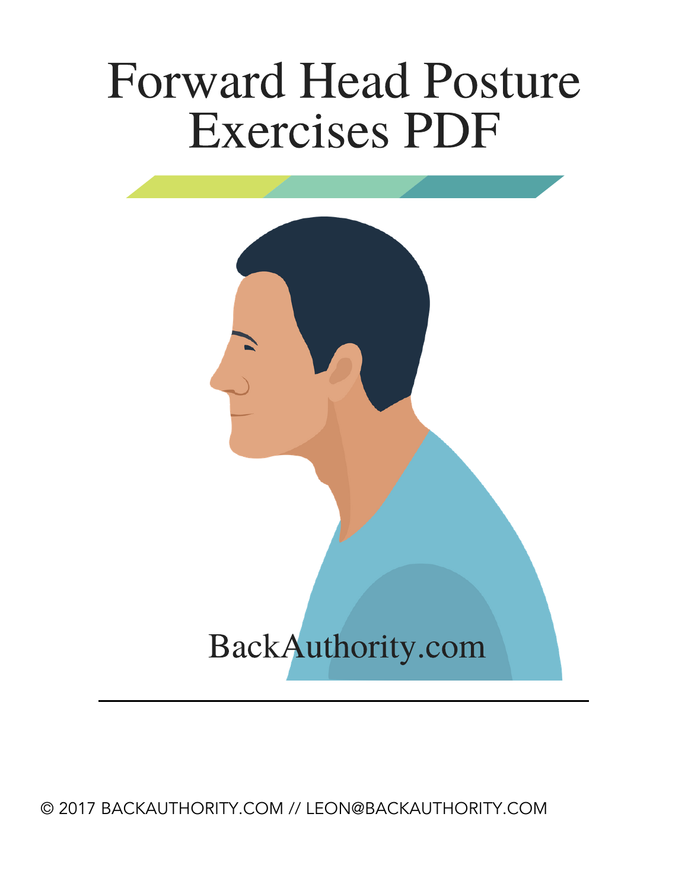# Forward Head Posture Exercises PDF

BackAuthority.com

© 2017 BACKAUTHORITY.COM // LEON@BACKAUTHORITY.COM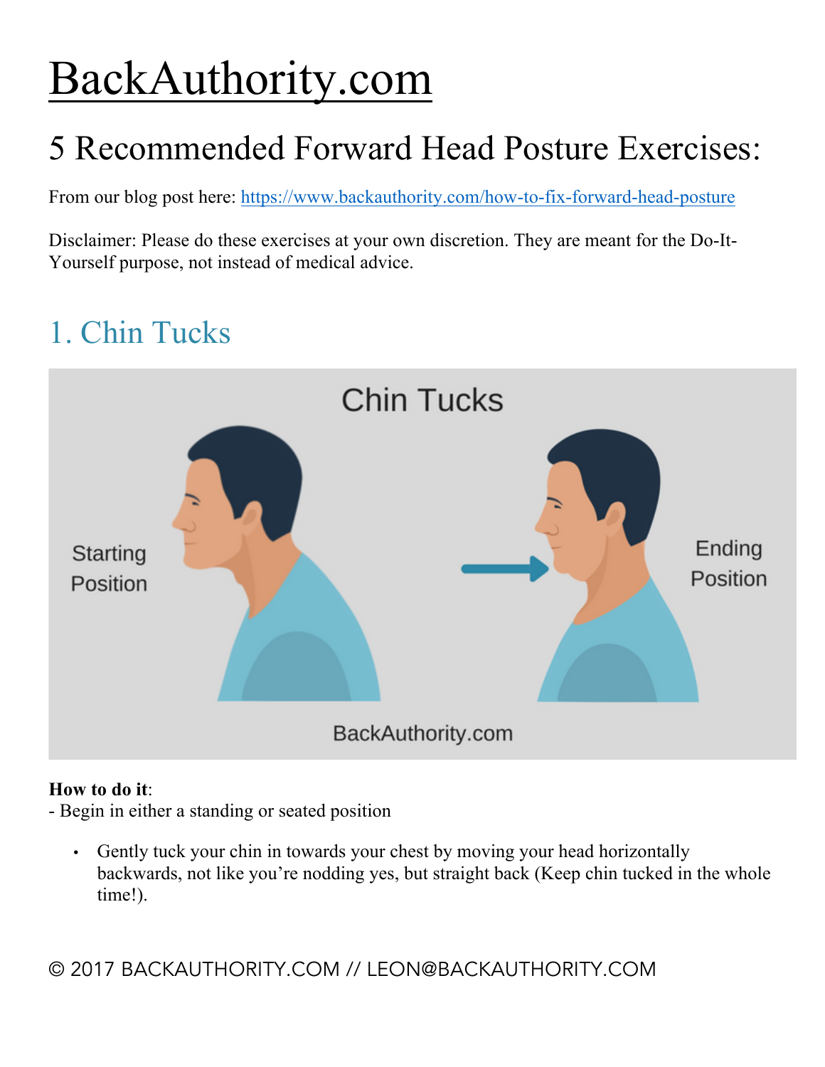# BackAuthority.com

## 5 Recommended Forward Head Posture Exercises:

From our blog post here: https://www.backauthority.com/how-to-fix-forward-head-posture

Disclaimer: Please do these exercises at your own discretion. They are meant for the Do-It-Yourself purpose, not instead of medical advice.

### 1. Chin Tucks

**How to do it**:

- Begin in either a standing or seated position

- Gently tuck your chin in towards your chest by moving your head horizontally backwards, not like you're nodding yes, but straight back (Keep chin tucked in the whole time!).

© 2017 BACKAUTHORITY.COM // LEON@BACKAUTHORITY.COM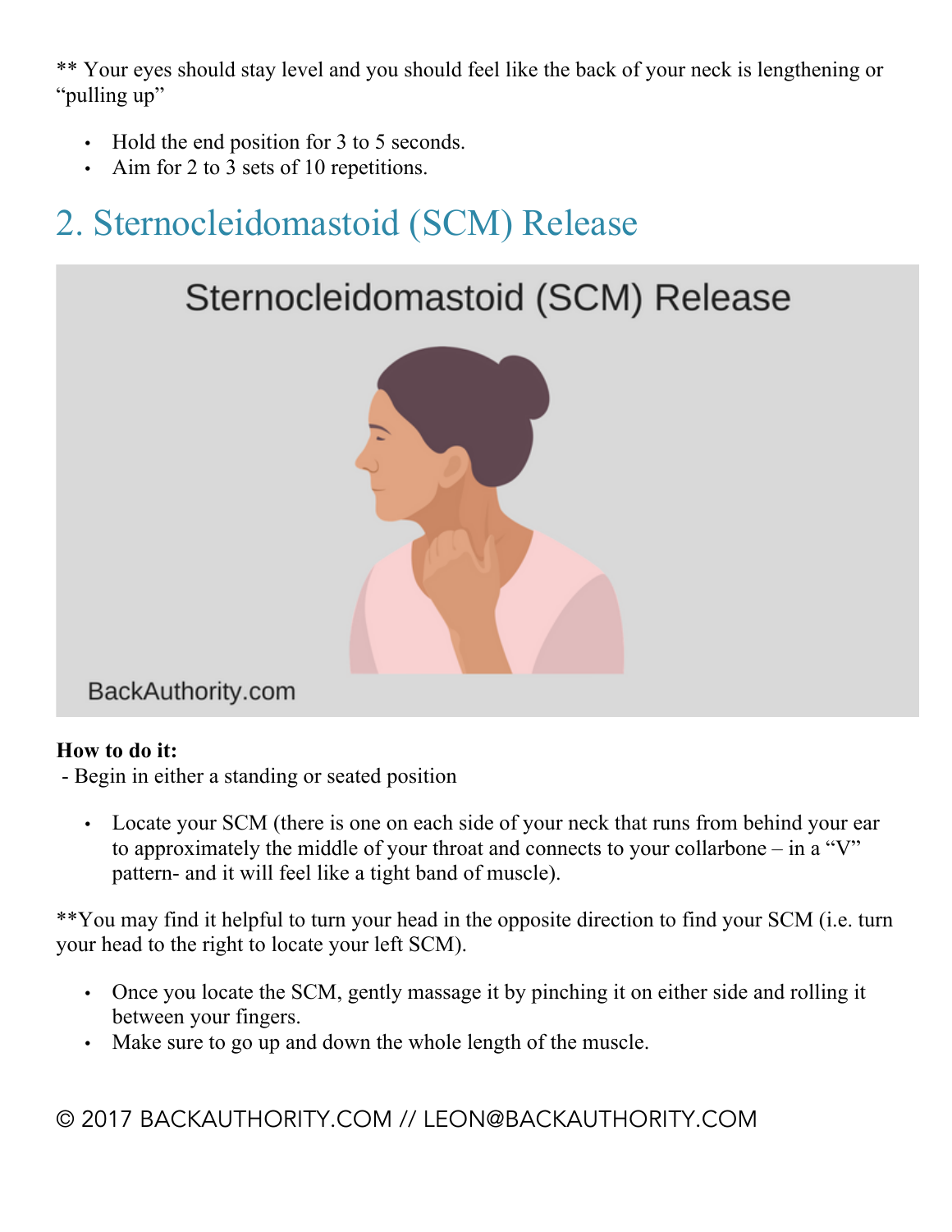** Your eyes should stay level and you should feel like the back of your neck is lengthening or "pulling up"

- Hold the end position for 3 to 5 seconds.
- Aim for 2 to 3 sets of 10 repetitions.

## 2. Sternocleidomastoid (SCM) Release

**How to do it:**

- Begin in either a standing or seated position

- Locate your SCM (there is one on each side of your neck that runs from behind your ear to approximately the middle of your throat and connects to your collarbone – in a "V" pattern- and it will feel like a tight band of muscle).

**You may find it helpful to turn your head in the opposite direction to find your SCM (i.e. turn your head to the right to locate your left SCM).

- Once you locate the SCM, gently massage it by pinching it on either side and rolling it between your fingers.
- Make sure to go up and down the whole length of the muscle.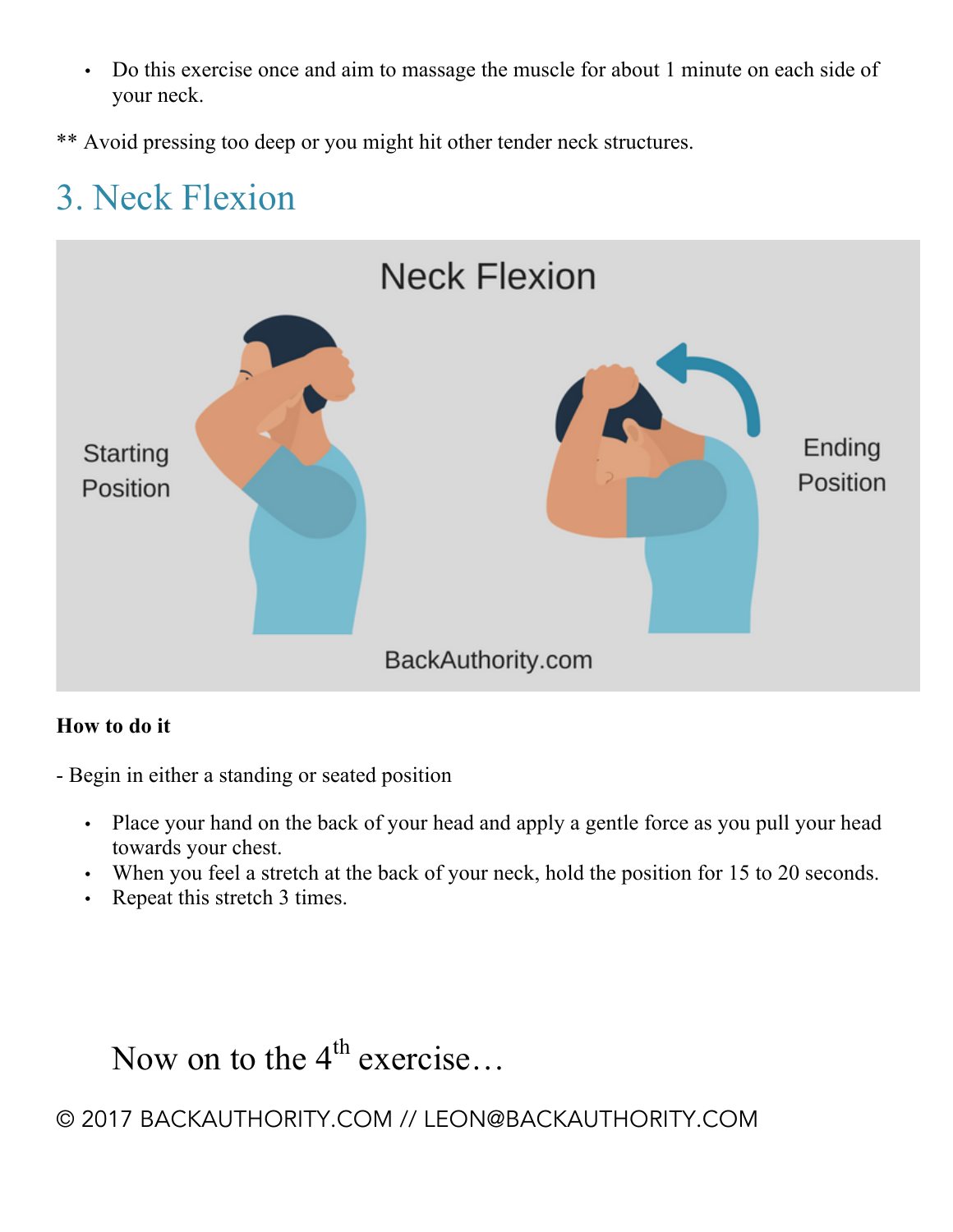- Do this exercise once and aim to massage the muscle for about 1 minute on each side of your neck.

** Avoid pressing too deep or you might hit other tender neck structures.

## 3. Neck Flexion

**How to do it**

- Begin in either a standing or seated position

- Place your hand on the back of your head and apply a gentle force as you pull your head towards your chest.
- When you feel a stretch at the back of your neck, hold the position for 15 to 20 seconds.
- Repeat this stretch 3 times.

Now on to the 4th exercise…

© 2017 BACKAUTHORITY.COM // LEON@BACKAUTHORITY.COM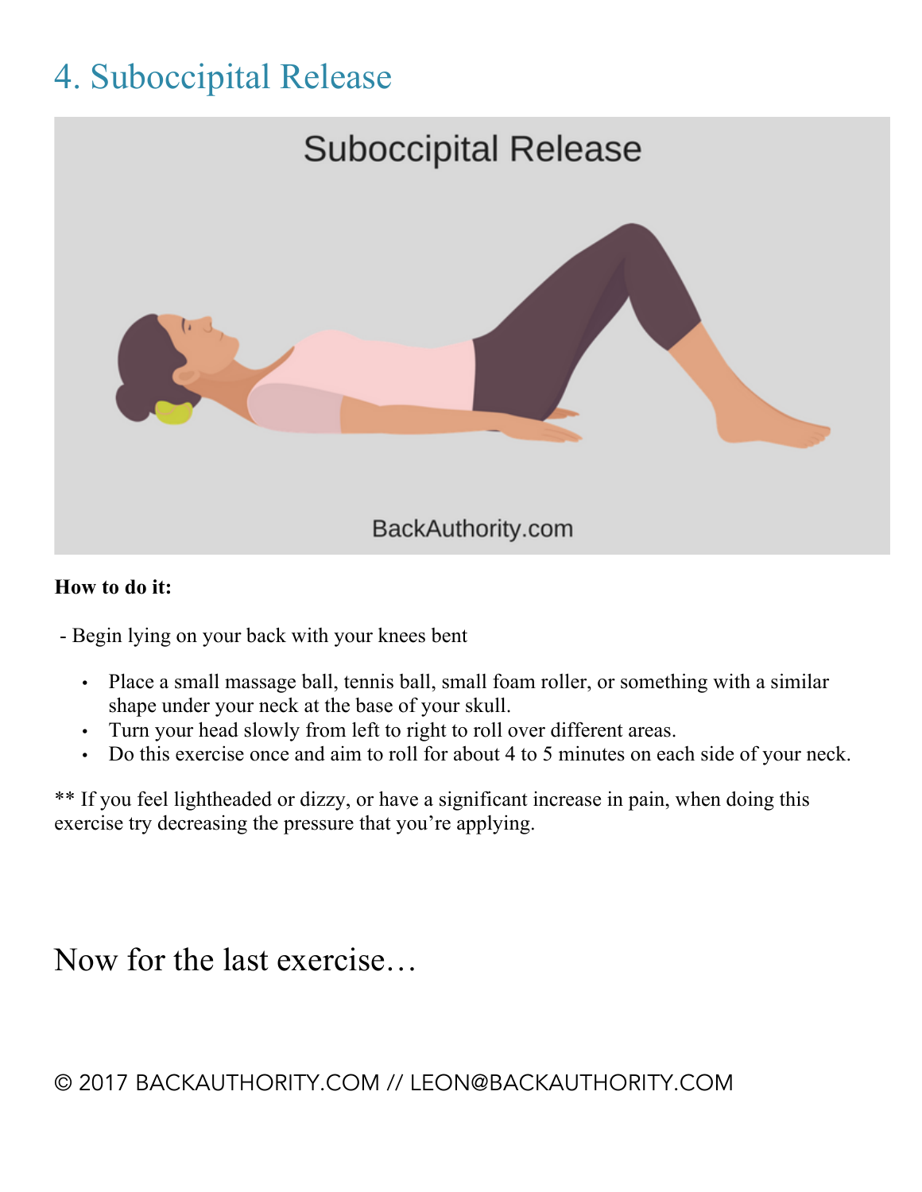## 4. Suboccipital Release

**How to do it:**

- Begin lying on your back with your knees bent

- Place a small massage ball, tennis ball, small foam roller, or something with a similar shape under your neck at the base of your skull.
- Turn your head slowly from left to right to roll over different areas.
- Do this exercise once and aim to roll for about 4 to 5 minutes on each side of your neck.

** If you feel lightheaded or dizzy, or have a significant increase in pain, when doing this exercise try decreasing the pressure that you're applying.

Now for the last exercise…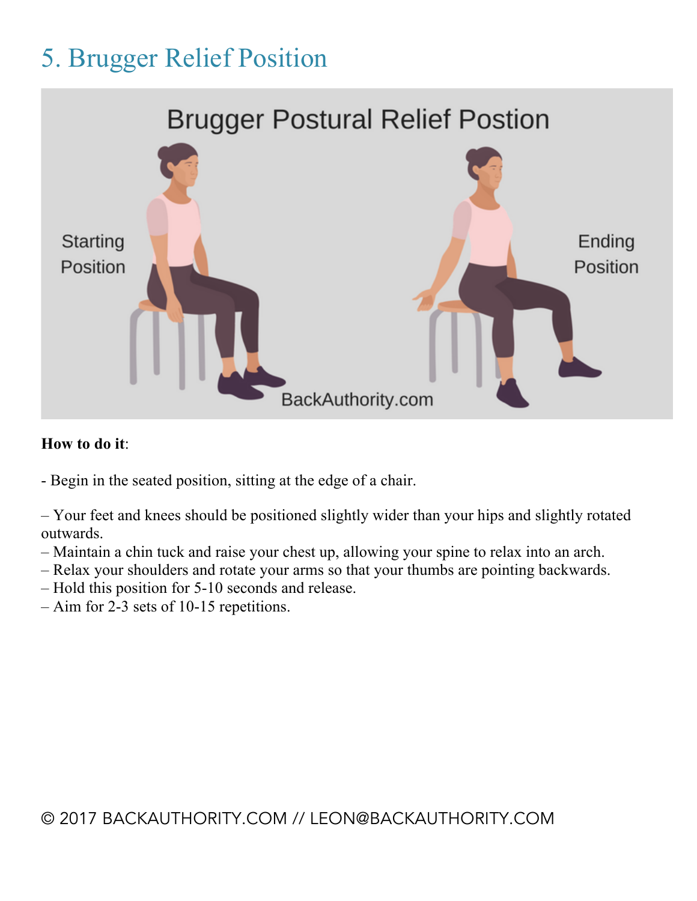# 5. Brugger Relief Position

**How to do it**:

- Begin in the seated position, sitting at the edge of a chair.

– Your feet and knees should be positioned slightly wider than your hips and slightly rotated outwards.
– Maintain a chin tuck and raise your chest up, allowing your spine to relax into an arch.
– Relax your shoulders and rotate your arms so that your thumbs are pointing backwards.
– Hold this position for 5-10 seconds and release.
– Aim for 2-3 sets of 10-15 repetitions.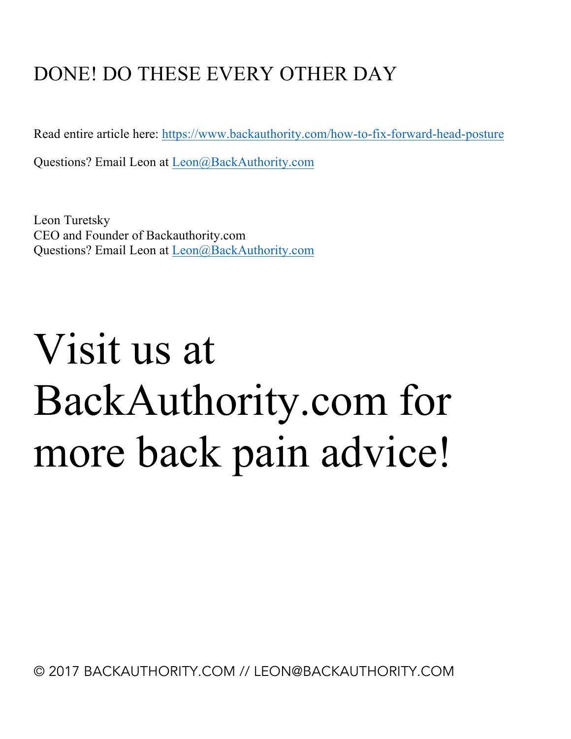## DONE! DO THESE EVERY OTHER DAY

Read entire article here: https://www.backauthority.com/how-to-fix-forward-head-posture

Questions? Email Leon at Leon@BackAuthority.com

Leon Turetsky
CEO and Founder of Backauthority.com
Questions? Email Leon at Leon@BackAuthority.com

# Visit us at BackAuthority.com for more back pain advice!

© 2017 BACKAUTHORITY.COM // LEON@BACKAUTHORITY.COM